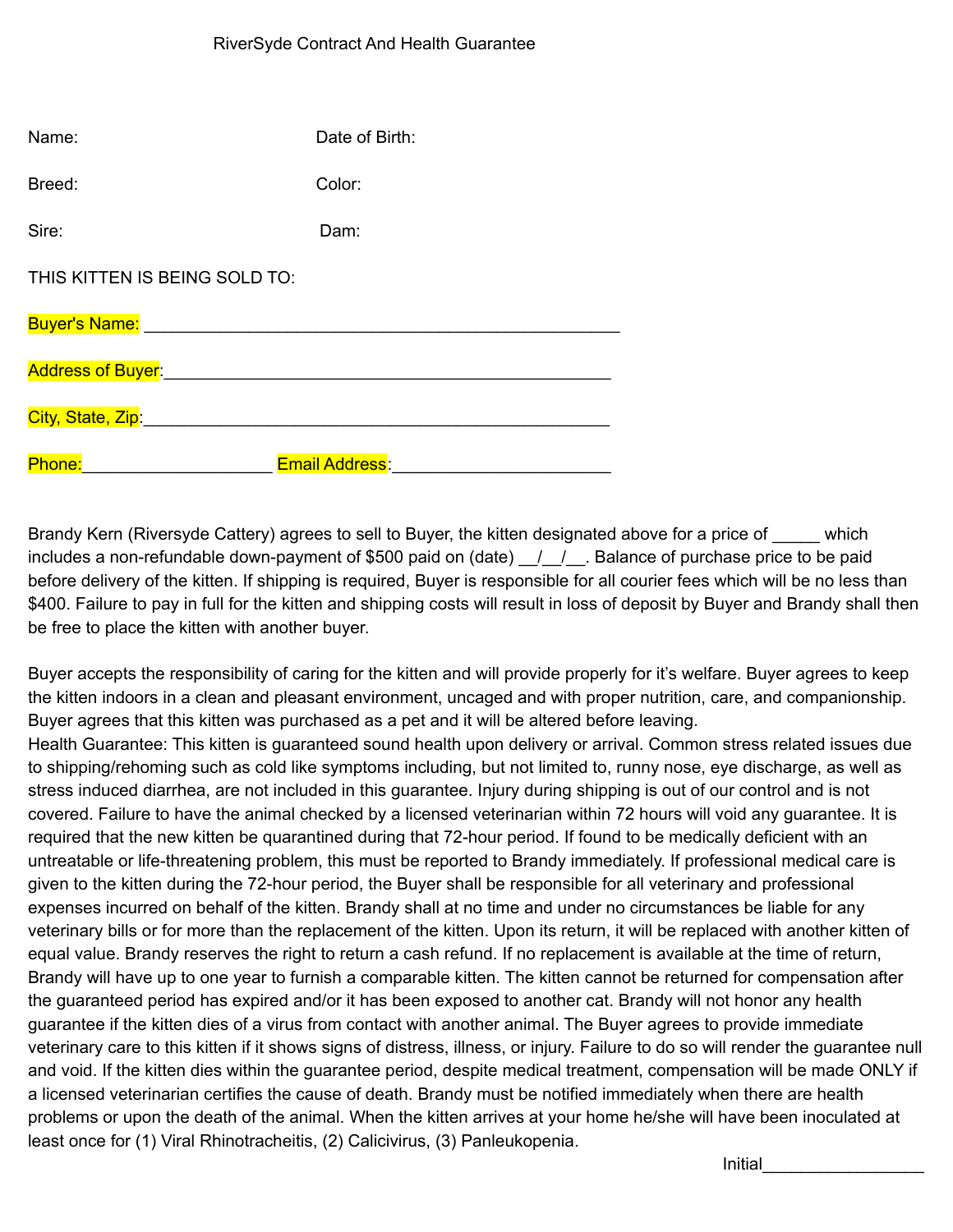# RiverSyde Contract And Health Guarantee

Name: Date of Birth:

Breed: Color:

Sire: Dam:

THIS KITTEN IS BEING SOLD TO:

Buyer's Name: ________________________________________________

Address of Buyer:______________________________________________

City, State, Zip:_______________________________________________

Phone:____________________ Email Address:______________________

Brandy Kern (Riversyde Cattery) agrees to sell to Buyer, the kitten designated above for a price of _____ which includes a non-refundable down-payment of $500 paid on (date) __/__/__. Balance of purchase price to be paid before delivery of the kitten. If shipping is required, Buyer is responsible for all courier fees which will be no less than $400. Failure to pay in full for the kitten and shipping costs will result in loss of deposit by Buyer and Brandy shall then be free to place the kitten with another buyer.

Buyer accepts the responsibility of caring for the kitten and will provide properly for it's welfare. Buyer agrees to keep the kitten indoors in a clean and pleasant environment, uncaged and with proper nutrition, care, and companionship. Buyer agrees that this kitten was purchased as a pet and it will be altered before leaving.

Health Guarantee: This kitten is guaranteed sound health upon delivery or arrival. Common stress related issues due to shipping/rehoming such as cold like symptoms including, but not limited to, runny nose, eye discharge, as well as stress induced diarrhea, are not included in this guarantee. Injury during shipping is out of our control and is not covered. Failure to have the animal checked by a licensed veterinarian within 72 hours will void any guarantee. It is required that the new kitten be quarantined during that 72-hour period. If found to be medically deficient with an untreatable or life-threatening problem, this must be reported to Brandy immediately. If professional medical care is given to the kitten during the 72-hour period, the Buyer shall be responsible for all veterinary and professional expenses incurred on behalf of the kitten. Brandy shall at no time and under no circumstances be liable for any veterinary bills or for more than the replacement of the kitten. Upon its return, it will be replaced with another kitten of equal value. Brandy reserves the right to return a cash refund. If no replacement is available at the time of return, Brandy will have up to one year to furnish a comparable kitten. The kitten cannot be returned for compensation after the guaranteed period has expired and/or it has been exposed to another cat. Brandy will not honor any health guarantee if the kitten dies of a virus from contact with another animal. The Buyer agrees to provide immediate veterinary care to this kitten if it shows signs of distress, illness, or injury. Failure to do so will render the guarantee null and void. If the kitten dies within the guarantee period, despite medical treatment, compensation will be made ONLY if a licensed veterinarian certifies the cause of death. Brandy must be notified immediately when there are health problems or upon the death of the animal. When the kitten arrives at your home he/she will have been inoculated at least once for (1) Viral Rhinotracheitis, (2) Calicivirus, (3) Panleukopenia.

Initial_________________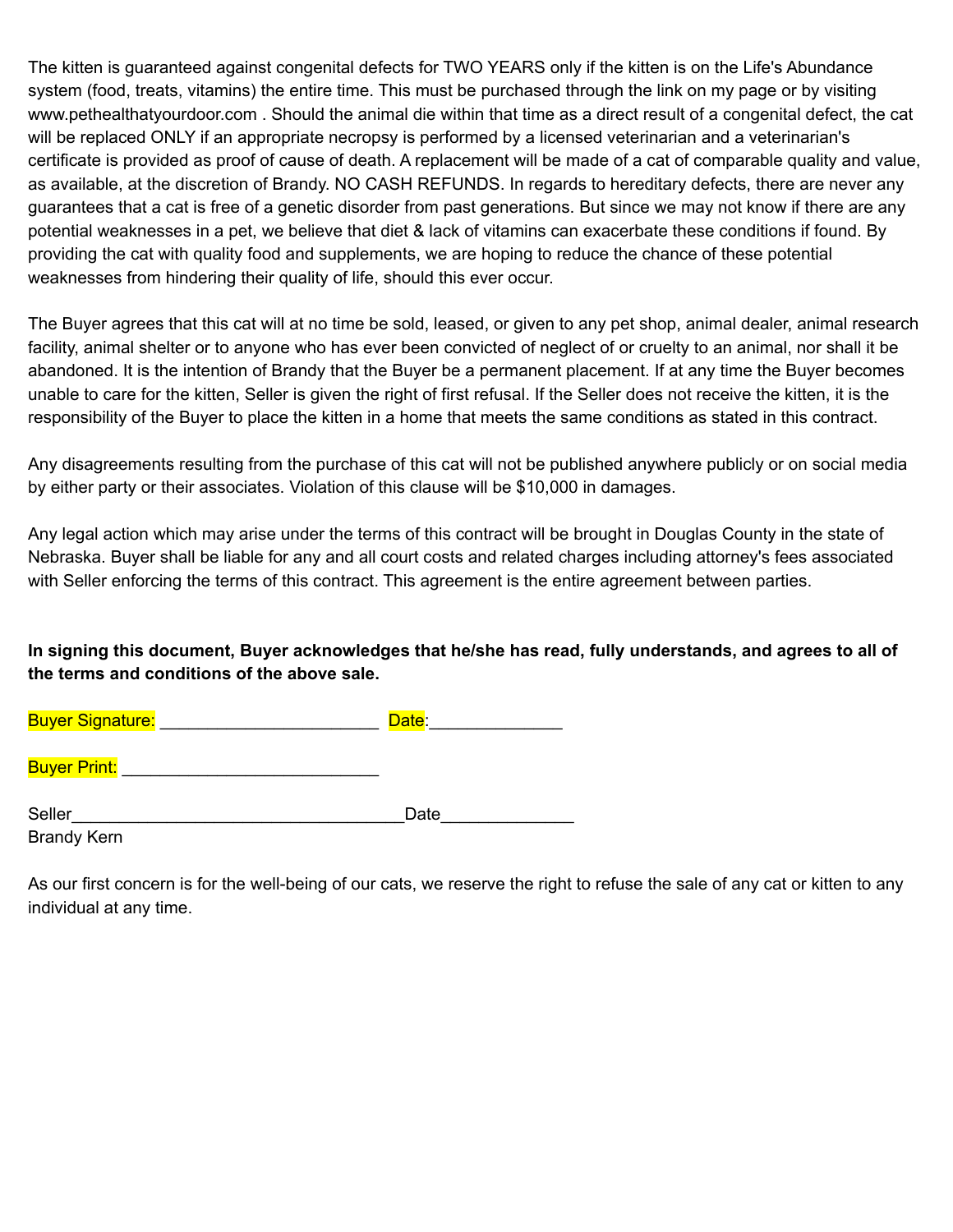The kitten is guaranteed against congenital defects for TWO YEARS only if the kitten is on the Life's Abundance system (food, treats, vitamins) the entire time. This must be purchased through the link on my page or by visiting www.pethealthatyourdoor.com . Should the animal die within that time as a direct result of a congenital defect, the cat will be replaced ONLY if an appropriate necropsy is performed by a licensed veterinarian and a veterinarian's certificate is provided as proof of cause of death. A replacement will be made of a cat of comparable quality and value, as available, at the discretion of Brandy. NO CASH REFUNDS. In regards to hereditary defects, there are never any guarantees that a cat is free of a genetic disorder from past generations. But since we may not know if there are any potential weaknesses in a pet, we believe that diet & lack of vitamins can exacerbate these conditions if found. By providing the cat with quality food and supplements, we are hoping to reduce the chance of these potential weaknesses from hindering their quality of life, should this ever occur.

The Buyer agrees that this cat will at no time be sold, leased, or given to any pet shop, animal dealer, animal research facility, animal shelter or to anyone who has ever been convicted of neglect of or cruelty to an animal, nor shall it be abandoned. It is the intention of Brandy that the Buyer be a permanent placement. If at any time the Buyer becomes unable to care for the kitten, Seller is given the right of first refusal. If the Seller does not receive the kitten, it is the responsibility of the Buyer to place the kitten in a home that meets the same conditions as stated in this contract.

Any disagreements resulting from the purchase of this cat will not be published anywhere publicly or on social media by either party or their associates. Violation of this clause will be $10,000 in damages.

Any legal action which may arise under the terms of this contract will be brought in Douglas County in the state of Nebraska. Buyer shall be liable for any and all court costs and related charges including attorney's fees associated with Seller enforcing the terms of this contract. This agreement is the entire agreement between parties.

**In signing this document, Buyer acknowledges that he/she has read, fully understands, and agrees to all of the terms and conditions of the above sale.**

Buyer Signature: ______________________ Date:_____________

Buyer Print: ___________________________

Seller__________________________________Date_____________
Brandy Kern

As our first concern is for the well-being of our cats, we reserve the right to refuse the sale of any cat or kitten to any individual at any time.